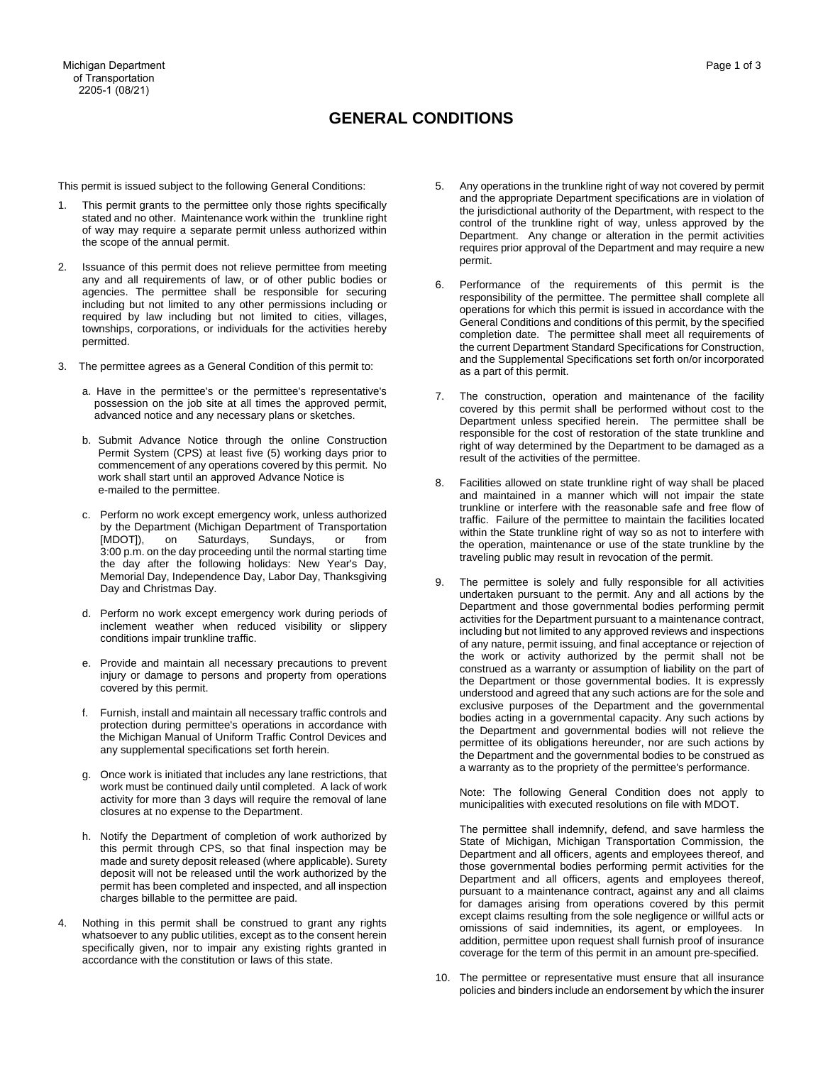Michigan Department
of Transportation
2205-1 (08/21)

# GENERAL CONDITIONS

This permit is issued subject to the following General Conditions:

1. This permit grants to the permittee only those rights specifically stated and no other. Maintenance work within the trunkline right of way may require a separate permit unless authorized within the scope of the annual permit.

2. Issuance of this permit does not relieve permittee from meeting any and all requirements of law, or of other public bodies or agencies. The permittee shall be responsible for securing including but not limited to any other permissions including or required by law including but not limited to cities, villages, townships, corporations, or individuals for the activities hereby permitted.

3. The permittee agrees as a General Condition of this permit to:

   a. Have in the permittee's or the permittee's representative's possession on the job site at all times the approved permit, advanced notice and any necessary plans or sketches.

   b. Submit Advance Notice through the online Construction Permit System (CPS) at least five (5) working days prior to commencement of any operations covered by this permit. No work shall start until an approved Advance Notice is e-mailed to the permittee.

   c. Perform no work except emergency work, unless authorized by the Department (Michigan Department of Transportation [MDOT]), on Saturdays, Sundays, or from 3:00 p.m. on the day proceeding until the normal starting time the day after the following holidays: New Year's Day, Memorial Day, Independence Day, Labor Day, Thanksgiving Day and Christmas Day.

   d. Perform no work except emergency work during periods of inclement weather when reduced visibility or slippery conditions impair trunkline traffic.

   e. Provide and maintain all necessary precautions to prevent injury or damage to persons and property from operations covered by this permit.

   f. Furnish, install and maintain all necessary traffic controls and protection during permittee's operations in accordance with the Michigan Manual of Uniform Traffic Control Devices and any supplemental specifications set forth herein.

   g. Once work is initiated that includes any lane restrictions, that work must be continued daily until completed. A lack of work activity for more than 3 days will require the removal of lane closures at no expense to the Department.

   h. Notify the Department of completion of work authorized by this permit through CPS, so that final inspection may be made and surety deposit released (where applicable). Surety deposit will not be released until the work authorized by the permit has been completed and inspected, and all inspection charges billable to the permittee are paid.

4. Nothing in this permit shall be construed to grant any rights whatsoever to any public utilities, except as to the consent herein specifically given, nor to impair any existing rights granted in accordance with the constitution or laws of this state.

5. Any operations in the trunkline right of way not covered by permit and the appropriate Department specifications are in violation of the jurisdictional authority of the Department, with respect to the control of the trunkline right of way, unless approved by the Department. Any change or alteration in the permit activities requires prior approval of the Department and may require a new permit.

6. Performance of the requirements of this permit is the responsibility of the permittee. The permittee shall complete all operations for which this permit is issued in accordance with the General Conditions and conditions of this permit, by the specified completion date. The permittee shall meet all requirements of the current Department Standard Specifications for Construction, and the Supplemental Specifications set forth on/or incorporated as a part of this permit.

7. The construction, operation and maintenance of the facility covered by this permit shall be performed without cost to the Department unless specified herein. The permittee shall be responsible for the cost of restoration of the state trunkline and right of way determined by the Department to be damaged as a result of the activities of the permittee.

8. Facilities allowed on state trunkline right of way shall be placed and maintained in a manner which will not impair the state trunkline or interfere with the reasonable safe and free flow of traffic. Failure of the permittee to maintain the facilities located within the State trunkline right of way so as not to interfere with the operation, maintenance or use of the state trunkline by the traveling public may result in revocation of the permit.

9. The permittee is solely and fully responsible for all activities undertaken pursuant to the permit. Any and all actions by the Department and those governmental bodies performing permit activities for the Department pursuant to a maintenance contract, including but not limited to any approved reviews and inspections of any nature, permit issuing, and final acceptance or rejection of the work or activity authorized by the permit shall not be construed as a warranty or assumption of liability on the part of the Department or those governmental bodies. It is expressly understood and agreed that any such actions are for the sole and exclusive purposes of the Department and the governmental bodies acting in a governmental capacity. Any such actions by the Department and governmental bodies will not relieve the permittee of its obligations hereunder, nor are such actions by the Department and the governmental bodies to be construed as a warranty as to the propriety of the permittee's performance.

   Note: The following General Condition does not apply to municipalities with executed resolutions on file with MDOT.

   The permittee shall indemnify, defend, and save harmless the State of Michigan, Michigan Transportation Commission, the Department and all officers, agents and employees thereof, and those governmental bodies performing permit activities for the Department and all officers, agents and employees thereof, pursuant to a maintenance contract, against any and all claims for damages arising from operations covered by this permit except claims resulting from the sole negligence or willful acts or omissions of said indemnities, its agent, or employees. In addition, permittee upon request shall furnish proof of insurance coverage for the term of this permit in an amount pre-specified.

10. The permittee or representative must ensure that all insurance policies and binders include an endorsement by which the insurer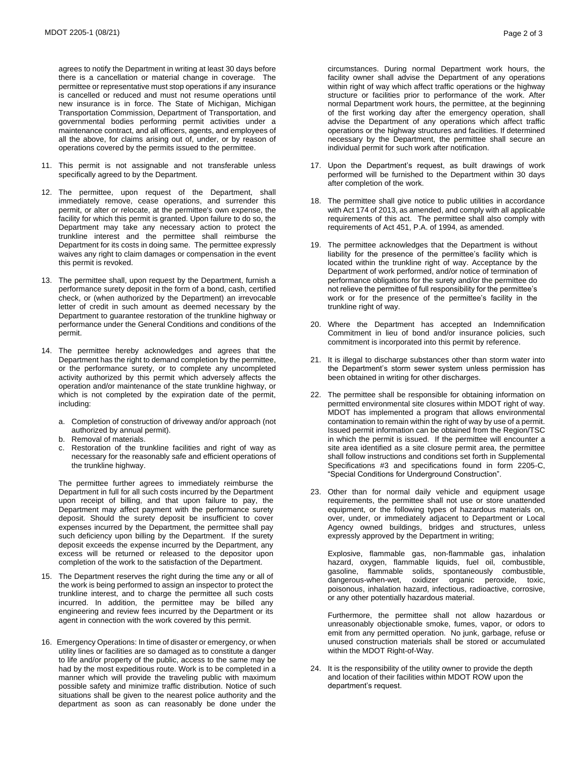agrees to notify the Department in writing at least 30 days before there is a cancellation or material change in coverage. The permittee or representative must stop operations if any insurance is cancelled or reduced and must not resume operations until new insurance is in force. The State of Michigan, Michigan Transportation Commission, Department of Transportation, and governmental bodies performing permit activities under a maintenance contract, and all officers, agents, and employees of all the above, for claims arising out of, under, or by reason of operations covered by the permits issued to the permittee.

11. This permit is not assignable and not transferable unless specifically agreed to by the Department.

12. The permittee, upon request of the Department, shall immediately remove, cease operations, and surrender this permit, or alter or relocate, at the permittee's own expense, the facility for which this permit is granted. Upon failure to do so, the Department may take any necessary action to protect the trunkline interest and the permittee shall reimburse the Department for its costs in doing same. The permittee expressly waives any right to claim damages or compensation in the event this permit is revoked.

13. The permittee shall, upon request by the Department, furnish a performance surety deposit in the form of a bond, cash, certified check, or (when authorized by the Department) an irrevocable letter of credit in such amount as deemed necessary by the Department to guarantee restoration of the trunkline highway or performance under the General Conditions and conditions of the permit.

14. The permittee hereby acknowledges and agrees that the Department has the right to demand completion by the permittee, or the performance surety, or to complete any uncompleted activity authorized by this permit which adversely affects the operation and/or maintenance of the state trunkline highway, or which is not completed by the expiration date of the permit, including:

    a. Completion of construction of driveway and/or approach (not authorized by annual permit).
    b. Removal of materials.
    c. Restoration of the trunkline facilities and right of way as necessary for the reasonably safe and efficient operations of the trunkline highway.

    The permittee further agrees to immediately reimburse the Department in full for all such costs incurred by the Department upon receipt of billing, and that upon failure to pay, the Department may affect payment with the performance surety deposit. Should the surety deposit be insufficient to cover expenses incurred by the Department, the permittee shall pay such deficiency upon billing by the Department. If the surety deposit exceeds the expense incurred by the Department, any excess will be returned or released to the depositor upon completion of the work to the satisfaction of the Department.

15. The Department reserves the right during the time any or all of the work is being performed to assign an inspector to protect the trunkline interest, and to charge the permittee all such costs incurred. In addition, the permittee may be billed any engineering and review fees incurred by the Department or its agent in connection with the work covered by this permit.

16. Emergency Operations: In time of disaster or emergency, or when utility lines or facilities are so damaged as to constitute a danger to life and/or property of the public, access to the same may be had by the most expeditious route. Work is to be completed in a manner which will provide the traveling public with maximum possible safety and minimize traffic distribution. Notice of such situations shall be given to the nearest police authority and the department as soon as can reasonably be done under the circumstances. During normal Department work hours, the facility owner shall advise the Department of any operations within right of way which affect traffic operations or the highway structure or facilities prior to performance of the work. After normal Department work hours, the permittee, at the beginning of the first working day after the emergency operation, shall advise the Department of any operations which affect traffic operations or the highway structures and facilities. If determined necessary by the Department, the permittee shall secure an individual permit for such work after notification.

17. Upon the Department's request, as built drawings of work performed will be furnished to the Department within 30 days after completion of the work.

18. The permittee shall give notice to public utilities in accordance with Act 174 of 2013, as amended, and comply with all applicable requirements of this act. The permittee shall also comply with requirements of Act 451, P.A. of 1994, as amended.

19. The permittee acknowledges that the Department is without liability for the presence of the permittee's facility which is located within the trunkline right of way. Acceptance by the Department of work performed, and/or notice of termination of performance obligations for the surety and/or the permittee do not relieve the permittee of full responsibility for the permittee's work or for the presence of the permittee's facility in the trunkline right of way.

20. Where the Department has accepted an Indemnification Commitment in lieu of bond and/or insurance policies, such commitment is incorporated into this permit by reference.

21. It is illegal to discharge substances other than storm water into the Department's storm sewer system unless permission has been obtained in writing for other discharges.

22. The permittee shall be responsible for obtaining information on permitted environmental site closures within MDOT right of way. MDOT has implemented a program that allows environmental contamination to remain within the right of way by use of a permit. Issued permit information can be obtained from the Region/TSC in which the permit is issued. If the permittee will encounter a site area identified as a site closure permit area, the permittee shall follow instructions and conditions set forth in Supplemental Specifications #3 and specifications found in form 2205-C, "Special Conditions for Underground Construction".

23. Other than for normal daily vehicle and equipment usage requirements, the permittee shall not use or store unattended equipment, or the following types of hazardous materials on, over, under, or immediately adjacent to Department or Local Agency owned buildings, bridges and structures, unless expressly approved by the Department in writing;

    Explosive, flammable gas, non-flammable gas, inhalation hazard, oxygen, flammable liquids, fuel oil, combustible, gasoline, flammable solids, spontaneously combustible, dangerous-when-wet, oxidizer organic peroxide, toxic, poisonous, inhalation hazard, infectious, radioactive, corrosive, or any other potentially hazardous material.

    Furthermore, the permittee shall not allow hazardous or unreasonably objectionable smoke, fumes, vapor, or odors to emit from any permitted operation. No junk, garbage, refuse or unused construction materials shall be stored or accumulated within the MDOT Right-of-Way.

24. It is the responsibility of the utility owner to provide the depth and location of their facilities within MDOT ROW upon the department's request.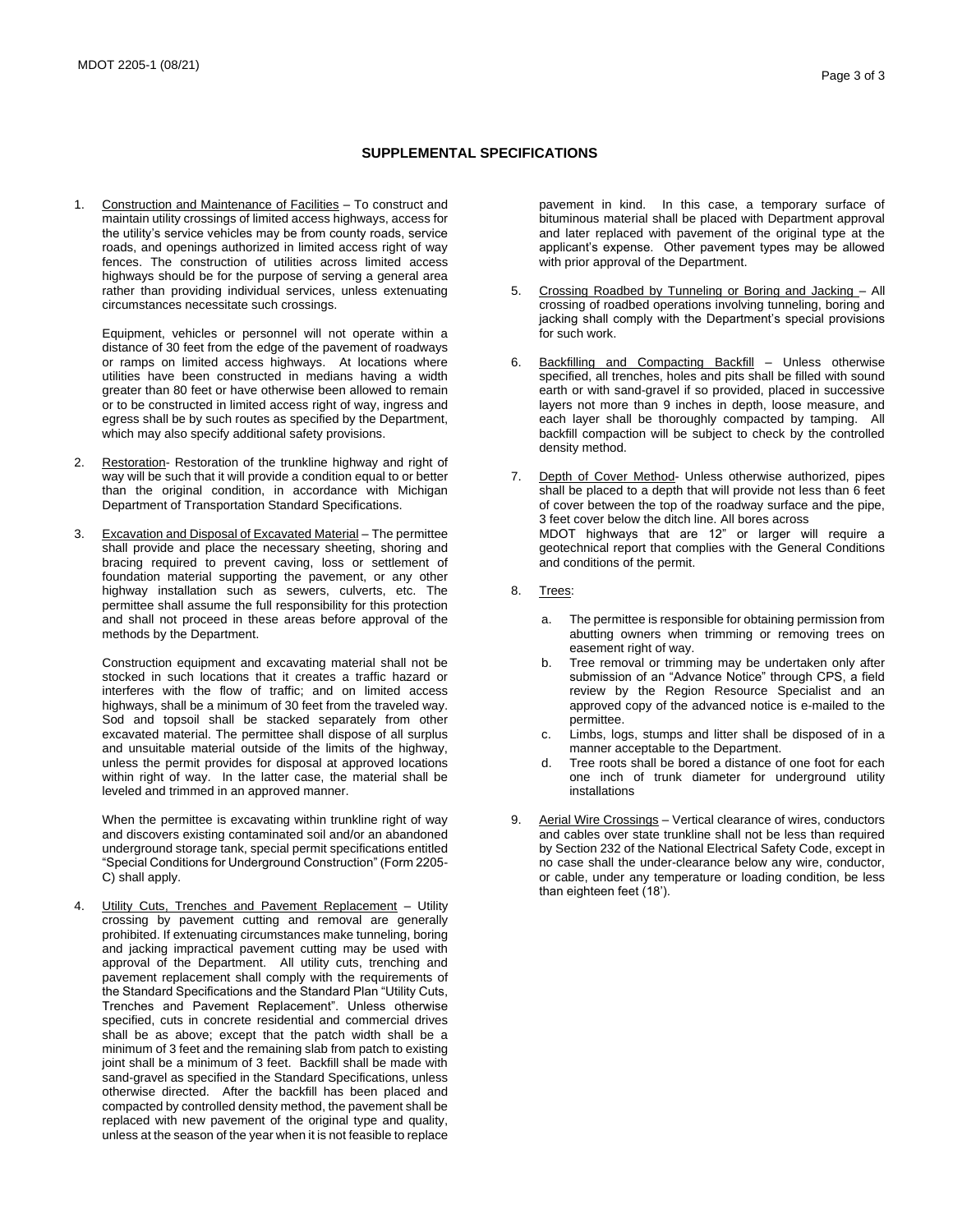## SUPPLEMENTAL SPECIFICATIONS

1. Construction and Maintenance of Facilities – To construct and maintain utility crossings of limited access highways, access for the utility's service vehicles may be from county roads, service roads, and openings authorized in limited access right of way fences. The construction of utilities across limited access highways should be for the purpose of serving a general area rather than providing individual services, unless extenuating circumstances necessitate such crossings.

   Equipment, vehicles or personnel will not operate within a distance of 30 feet from the edge of the pavement of roadways or ramps on limited access highways. At locations where utilities have been constructed in medians having a width greater than 80 feet or have otherwise been allowed to remain or to be constructed in limited access right of way, ingress and egress shall be by such routes as specified by the Department, which may also specify additional safety provisions.

2. Restoration- Restoration of the trunkline highway and right of way will be such that it will provide a condition equal to or better than the original condition, in accordance with Michigan Department of Transportation Standard Specifications.

3. Excavation and Disposal of Excavated Material – The permittee shall provide and place the necessary sheeting, shoring and bracing required to prevent caving, loss or settlement of foundation material supporting the pavement, or any other highway installation such as sewers, culverts, etc. The permittee shall assume the full responsibility for this protection and shall not proceed in these areas before approval of the methods by the Department.

   Construction equipment and excavating material shall not be stocked in such locations that it creates a traffic hazard or interferes with the flow of traffic; and on limited access highways, shall be a minimum of 30 feet from the traveled way. Sod and topsoil shall be stacked separately from other excavated material. The permittee shall dispose of all surplus and unsuitable material outside of the limits of the highway, unless the permit provides for disposal at approved locations within right of way. In the latter case, the material shall be leveled and trimmed in an approved manner.

   When the permittee is excavating within trunkline right of way and discovers existing contaminated soil and/or an abandoned underground storage tank, special permit specifications entitled "Special Conditions for Underground Construction" (Form 2205-C) shall apply.

4. Utility Cuts, Trenches and Pavement Replacement – Utility crossing by pavement cutting and removal are generally prohibited. If extenuating circumstances make tunneling, boring and jacking impractical pavement cutting may be used with approval of the Department. All utility cuts, trenching and pavement replacement shall comply with the requirements of the Standard Specifications and the Standard Plan "Utility Cuts, Trenches and Pavement Replacement". Unless otherwise specified, cuts in concrete residential and commercial drives shall be as above; except that the patch width shall be a minimum of 3 feet and the remaining slab from patch to existing joint shall be a minimum of 3 feet. Backfill shall be made with sand-gravel as specified in the Standard Specifications, unless otherwise directed. After the backfill has been placed and compacted by controlled density method, the pavement shall be replaced with new pavement of the original type and quality, unless at the season of the year when it is not feasible to replace pavement in kind. In this case, a temporary surface of bituminous material shall be placed with Department approval and later replaced with pavement of the original type at the applicant's expense. Other pavement types may be allowed with prior approval of the Department.

5. Crossing Roadbed by Tunneling or Boring and Jacking – All crossing of roadbed operations involving tunneling, boring and jacking shall comply with the Department's special provisions for such work.

6. Backfilling and Compacting Backfill – Unless otherwise specified, all trenches, holes and pits shall be filled with sound earth or with sand-gravel if so provided, placed in successive layers not more than 9 inches in depth, loose measure, and each layer shall be thoroughly compacted by tamping. All backfill compaction will be subject to check by the controlled density method.

7. Depth of Cover Method- Unless otherwise authorized, pipes shall be placed to a depth that will provide not less than 6 feet of cover between the top of the roadway surface and the pipe, 3 feet cover below the ditch line. All bores across MDOT highways that are 12" or larger will require a geotechnical report that complies with the General Conditions and conditions of the permit.

8. Trees:

   a. The permittee is responsible for obtaining permission from abutting owners when trimming or removing trees on easement right of way.
   b. Tree removal or trimming may be undertaken only after submission of an "Advance Notice" through CPS, a field review by the Region Resource Specialist and an approved copy of the advanced notice is e-mailed to the permittee.
   c. Limbs, logs, stumps and litter shall be disposed of in a manner acceptable to the Department.
   d. Tree roots shall be bored a distance of one foot for each one inch of trunk diameter for underground utility installations

9. Aerial Wire Crossings – Vertical clearance of wires, conductors and cables over state trunkline shall not be less than required by Section 232 of the National Electrical Safety Code, except in no case shall the under-clearance below any wire, conductor, or cable, under any temperature or loading condition, be less than eighteen feet (18').